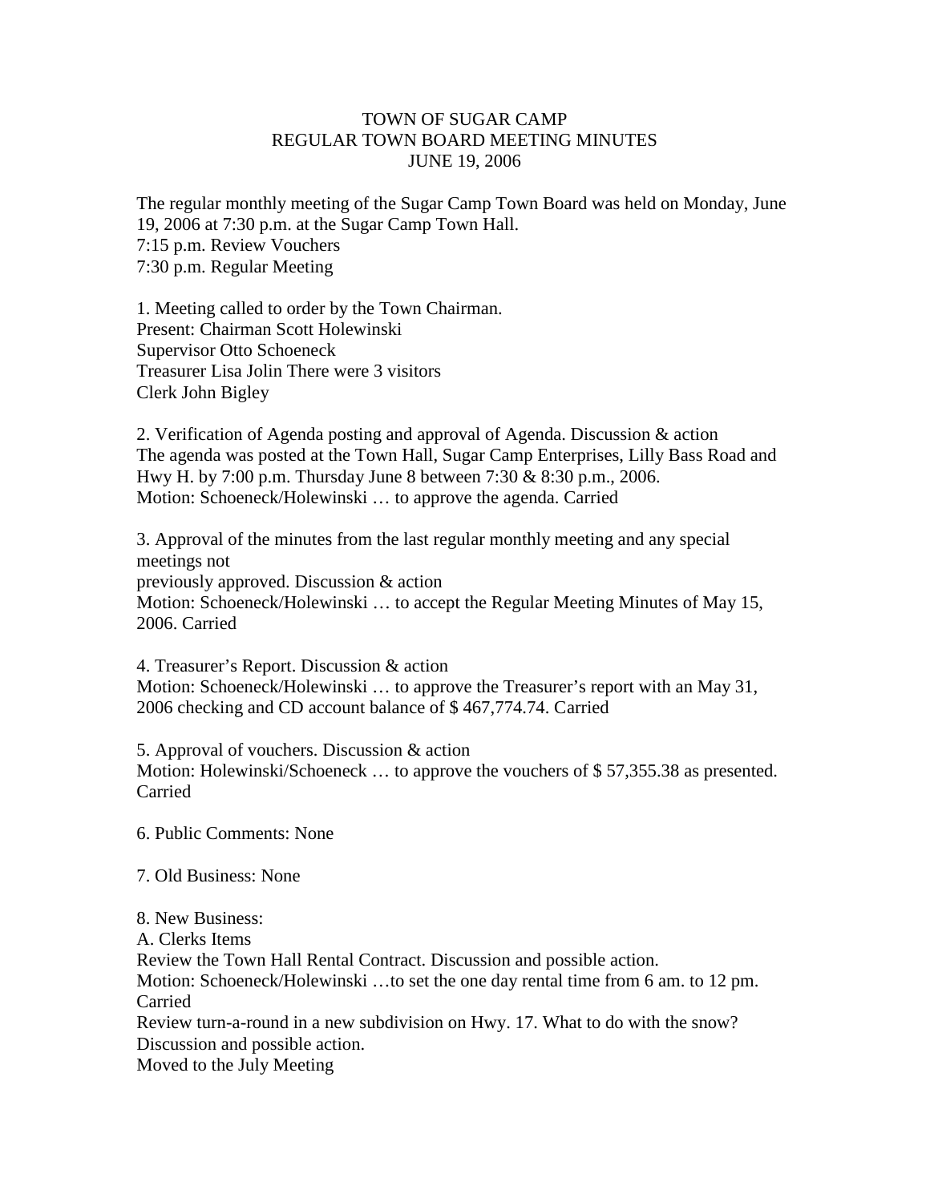# TOWN OF SUGAR CAMP
## REGULAR TOWN BOARD MEETING MINUTES
### JUNE 19, 2006

The regular monthly meeting of the Sugar Camp Town Board was held on Monday, June 19, 2006 at 7:30 p.m. at the Sugar Camp Town Hall.
7:15 p.m. Review Vouchers
7:30 p.m. Regular Meeting

1. Meeting called to order by the Town Chairman.
Present: Chairman Scott Holewinski
Supervisor Otto Schoeneck
Treasurer Lisa Jolin There were 3 visitors
Clerk John Bigley

2. Verification of Agenda posting and approval of Agenda. Discussion & action
The agenda was posted at the Town Hall, Sugar Camp Enterprises, Lilly Bass Road and Hwy H. by 7:00 p.m. Thursday June 8 between 7:30 & 8:30 p.m., 2006.
Motion: Schoeneck/Holewinski … to approve the agenda. Carried

3. Approval of the minutes from the last regular monthly meeting and any special meetings not
previously approved. Discussion & action
Motion: Schoeneck/Holewinski … to accept the Regular Meeting Minutes of May 15, 2006. Carried

4. Treasurer's Report. Discussion & action
Motion: Schoeneck/Holewinski … to approve the Treasurer's report with an May 31, 2006 checking and CD account balance of $ 467,774.74. Carried

5. Approval of vouchers. Discussion & action
Motion: Holewinski/Schoeneck … to approve the vouchers of $ 57,355.38 as presented. Carried

6. Public Comments: None

7. Old Business: None

8. New Business:
A. Clerks Items
Review the Town Hall Rental Contract. Discussion and possible action.
Motion: Schoeneck/Holewinski …to set the one day rental time from 6 am. to 12 pm. Carried
Review turn-a-round in a new subdivision on Hwy. 17. What to do with the snow? Discussion and possible action.
Moved to the July Meeting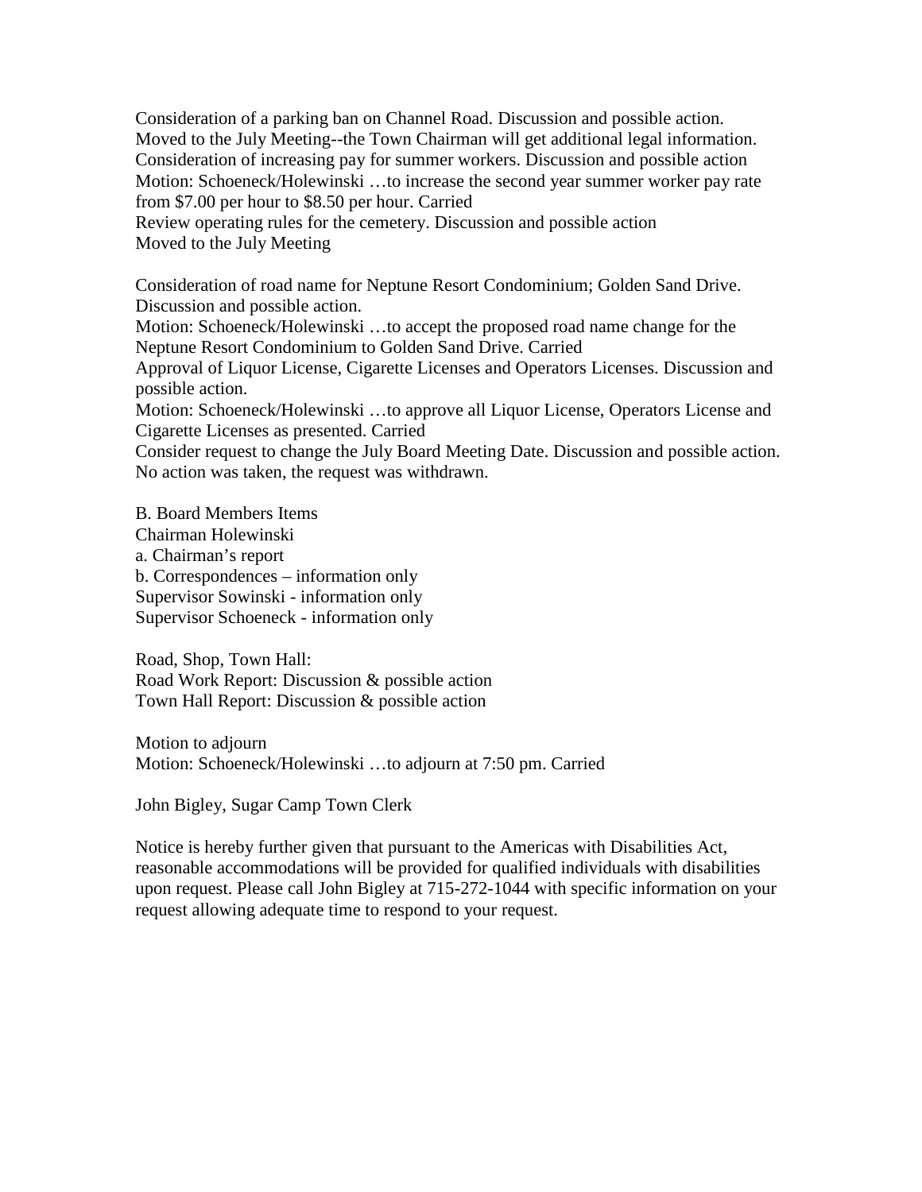Consideration of a parking ban on Channel Road. Discussion and possible action.
Moved to the July Meeting--the Town Chairman will get additional legal information.
Consideration of increasing pay for summer workers. Discussion and possible action
Motion: Schoeneck/Holewinski …to increase the second year summer worker pay rate from $7.00 per hour to $8.50 per hour. Carried
Review operating rules for the cemetery. Discussion and possible action
Moved to the July Meeting

Consideration of road name for Neptune Resort Condominium; Golden Sand Drive. Discussion and possible action.
Motion: Schoeneck/Holewinski …to accept the proposed road name change for the Neptune Resort Condominium to Golden Sand Drive. Carried
Approval of Liquor License, Cigarette Licenses and Operators Licenses. Discussion and possible action.
Motion: Schoeneck/Holewinski …to approve all Liquor License, Operators License and Cigarette Licenses as presented. Carried
Consider request to change the July Board Meeting Date. Discussion and possible action.
No action was taken, the request was withdrawn.

B. Board Members Items
Chairman Holewinski
a. Chairman's report
b. Correspondences – information only
Supervisor Sowinski - information only
Supervisor Schoeneck - information only

Road, Shop, Town Hall:
Road Work Report: Discussion & possible action
Town Hall Report: Discussion & possible action

Motion to adjourn
Motion: Schoeneck/Holewinski …to adjourn at 7:50 pm. Carried

John Bigley, Sugar Camp Town Clerk

Notice is hereby further given that pursuant to the Americas with Disabilities Act, reasonable accommodations will be provided for qualified individuals with disabilities upon request. Please call John Bigley at 715-272-1044 with specific information on your request allowing adequate time to respond to your request.